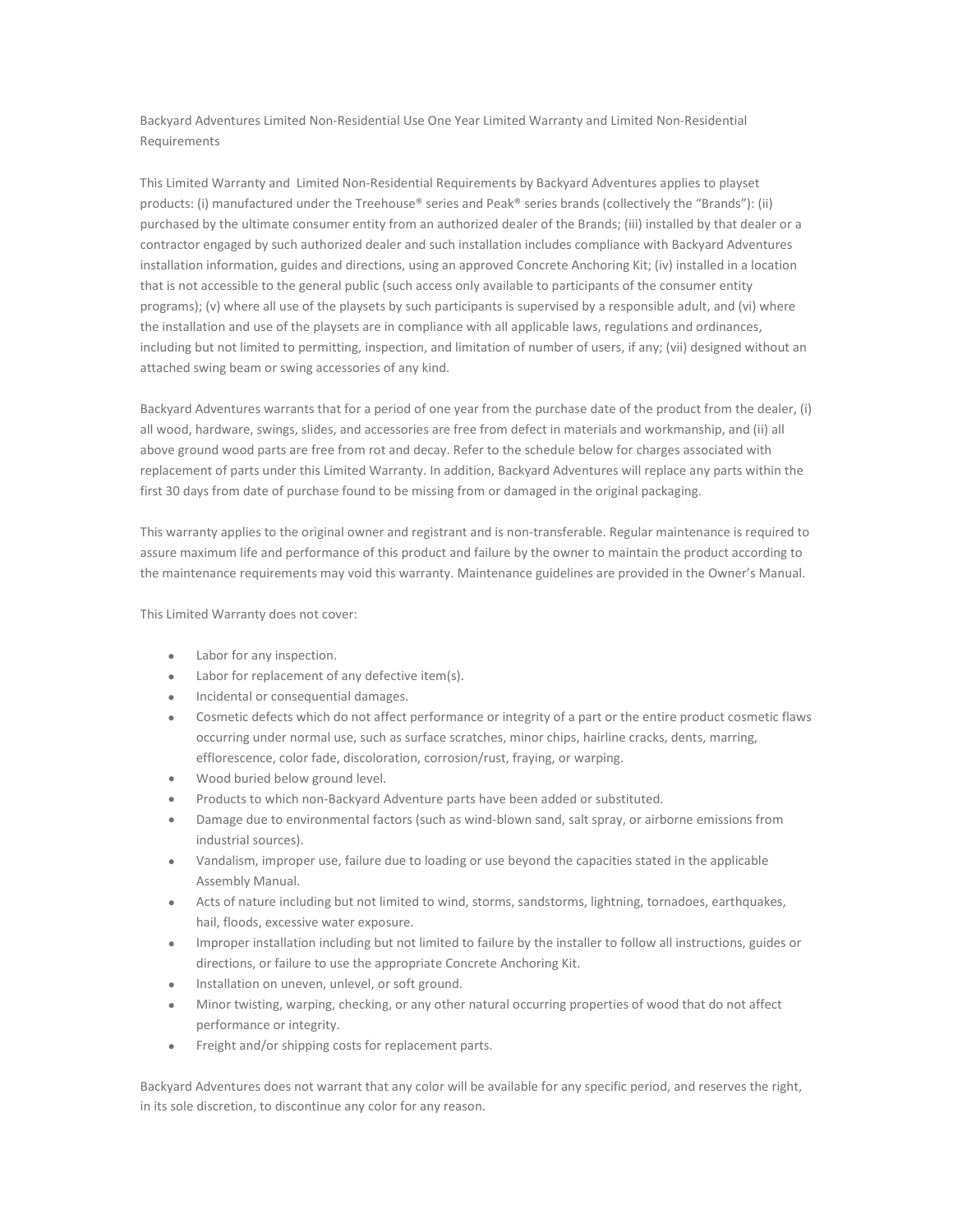Backyard Adventures Limited Non-Residential Use One Year Limited Warranty and Limited Non-Residential Requirements

This Limited Warranty and  Limited Non-Residential Requirements by Backyard Adventures applies to playset products: (i) manufactured under the Treehouse® series and Peak® series brands (collectively the "Brands"): (ii) purchased by the ultimate consumer entity from an authorized dealer of the Brands; (iii) installed by that dealer or a contractor engaged by such authorized dealer and such installation includes compliance with Backyard Adventures installation information, guides and directions, using an approved Concrete Anchoring Kit; (iv) installed in a location that is not accessible to the general public (such access only available to participants of the consumer entity programs); (v) where all use of the playsets by such participants is supervised by a responsible adult, and (vi) where the installation and use of the playsets are in compliance with all applicable laws, regulations and ordinances, including but not limited to permitting, inspection, and limitation of number of users, if any; (vii) designed without an attached swing beam or swing accessories of any kind.

Backyard Adventures warrants that for a period of one year from the purchase date of the product from the dealer, (i) all wood, hardware, swings, slides, and accessories are free from defect in materials and workmanship, and (ii) all above ground wood parts are free from rot and decay. Refer to the schedule below for charges associated with replacement of parts under this Limited Warranty. In addition, Backyard Adventures will replace any parts within the first 30 days from date of purchase found to be missing from or damaged in the original packaging.

This warranty applies to the original owner and registrant and is non-transferable. Regular maintenance is required to assure maximum life and performance of this product and failure by the owner to maintain the product according to the maintenance requirements may void this warranty. Maintenance guidelines are provided in the Owner's Manual.

This Limited Warranty does not cover:

- Labor for any inspection.
- Labor for replacement of any defective item(s).
- Incidental or consequential damages.
- Cosmetic defects which do not affect performance or integrity of a part or the entire product cosmetic flaws occurring under normal use, such as surface scratches, minor chips, hairline cracks, dents, marring, efflorescence, color fade, discoloration, corrosion/rust, fraying, or warping.
- Wood buried below ground level.
- Products to which non-Backyard Adventure parts have been added or substituted.
- Damage due to environmental factors (such as wind-blown sand, salt spray, or airborne emissions from industrial sources).
- Vandalism, improper use, failure due to loading or use beyond the capacities stated in the applicable Assembly Manual.
- Acts of nature including but not limited to wind, storms, sandstorms, lightning, tornadoes, earthquakes, hail, floods, excessive water exposure.
- Improper installation including but not limited to failure by the installer to follow all instructions, guides or directions, or failure to use the appropriate Concrete Anchoring Kit.
- Installation on uneven, unlevel, or soft ground.
- Minor twisting, warping, checking, or any other natural occurring properties of wood that do not affect performance or integrity.
- Freight and/or shipping costs for replacement parts.

Backyard Adventures does not warrant that any color will be available for any specific period, and reserves the right, in its sole discretion, to discontinue any color for any reason.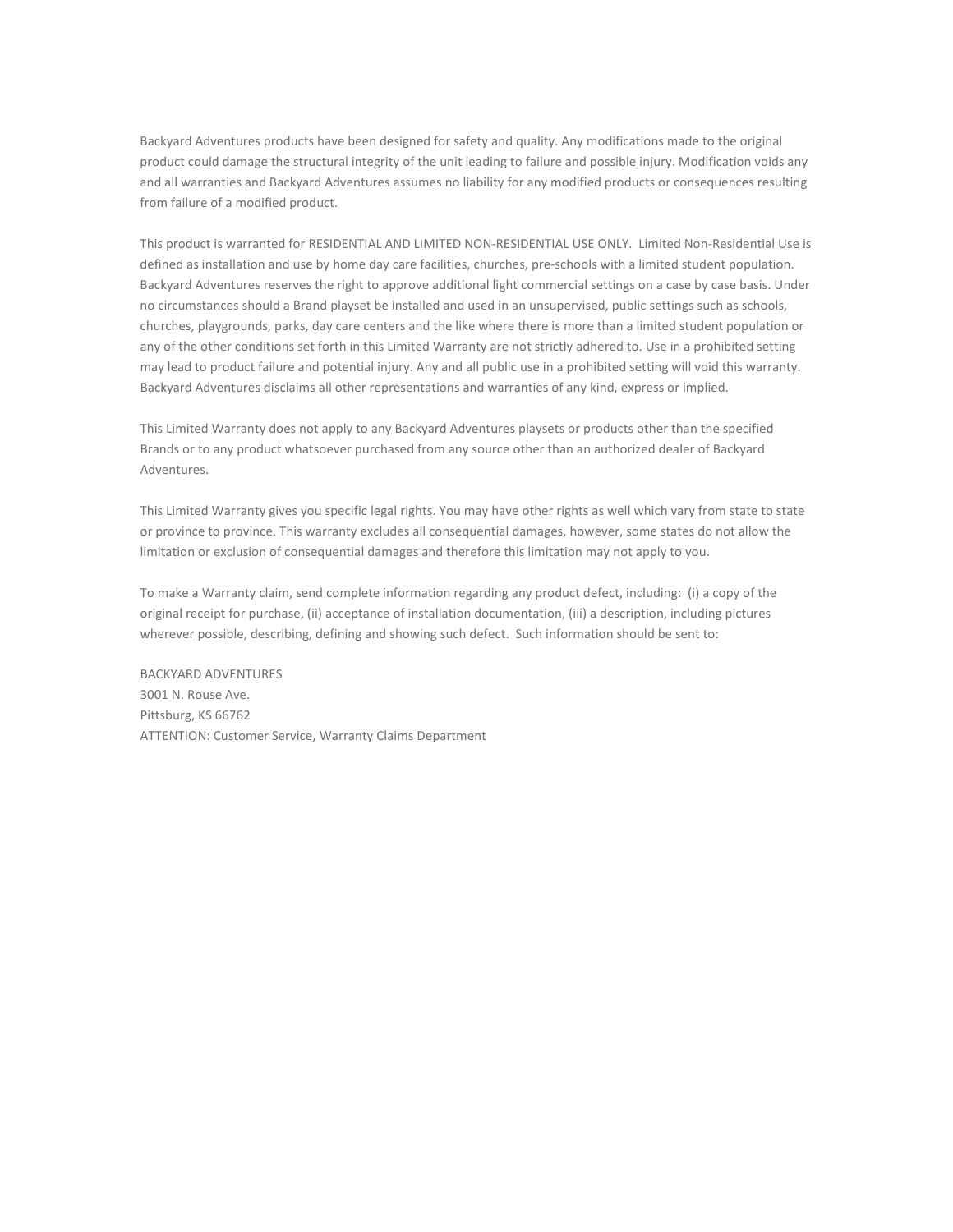Backyard Adventures products have been designed for safety and quality. Any modifications made to the original product could damage the structural integrity of the unit leading to failure and possible injury. Modification voids any and all warranties and Backyard Adventures assumes no liability for any modified products or consequences resulting from failure of a modified product.

This product is warranted for RESIDENTIAL AND LIMITED NON-RESIDENTIAL USE ONLY. Limited Non-Residential Use is defined as installation and use by home day care facilities, churches, pre-schools with a limited student population. Backyard Adventures reserves the right to approve additional light commercial settings on a case by case basis. Under no circumstances should a Brand playset be installed and used in an unsupervised, public settings such as schools, churches, playgrounds, parks, day care centers and the like where there is more than a limited student population or any of the other conditions set forth in this Limited Warranty are not strictly adhered to. Use in a prohibited setting may lead to product failure and potential injury. Any and all public use in a prohibited setting will void this warranty. Backyard Adventures disclaims all other representations and warranties of any kind, express or implied.

This Limited Warranty does not apply to any Backyard Adventures playsets or products other than the specified Brands or to any product whatsoever purchased from any source other than an authorized dealer of Backyard Adventures.

This Limited Warranty gives you specific legal rights. You may have other rights as well which vary from state to state or province to province. This warranty excludes all consequential damages, however, some states do not allow the limitation or exclusion of consequential damages and therefore this limitation may not apply to you.

To make a Warranty claim, send complete information regarding any product defect, including: (i) a copy of the original receipt for purchase, (ii) acceptance of installation documentation, (iii) a description, including pictures wherever possible, describing, defining and showing such defect. Such information should be sent to:

BACKYARD ADVENTURES
3001 N. Rouse Ave.
Pittsburg, KS 66762
ATTENTION: Customer Service, Warranty Claims Department